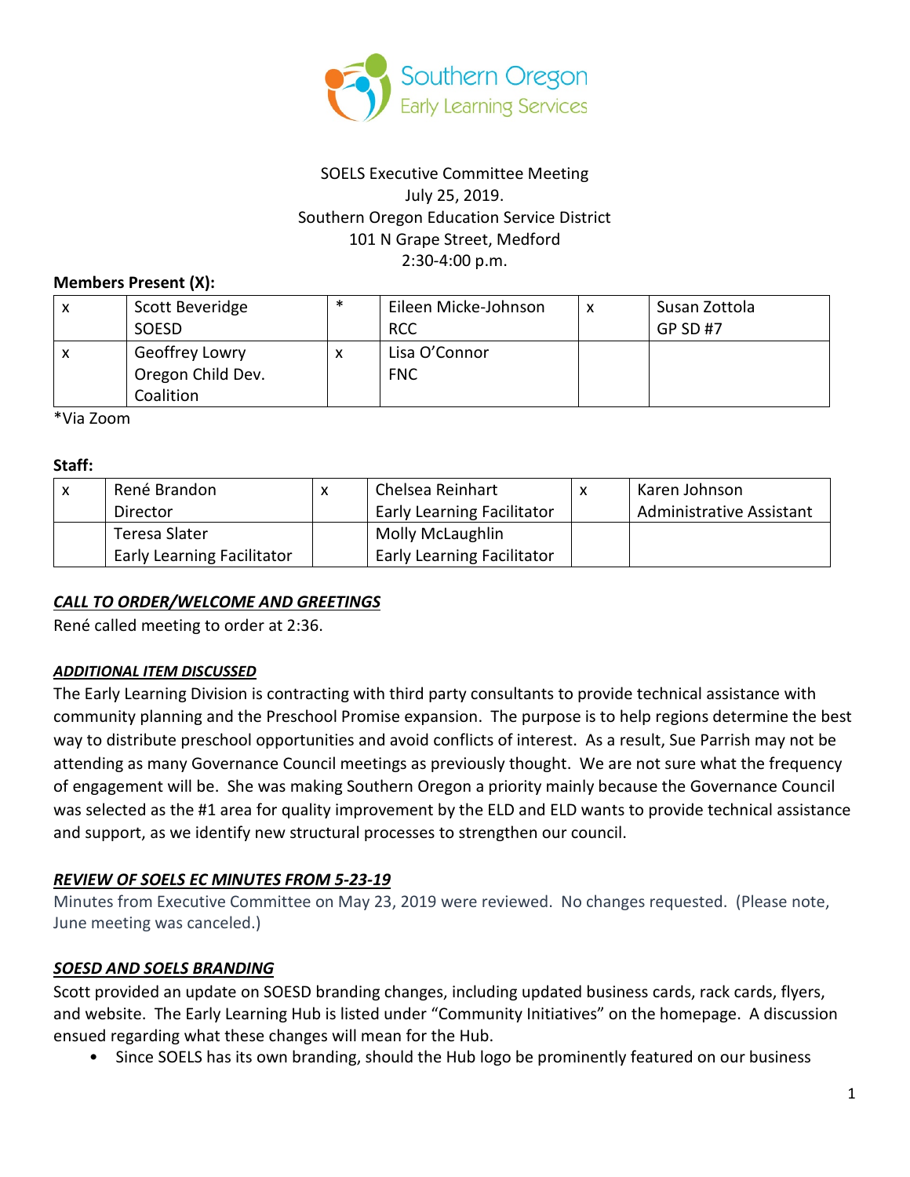Southern Oregon Early Learning Services

SOELS Executive Committee Meeting
July 25, 2019.
Southern Oregon Education Service District
101 N Grape Street, Medford
2:30-4:00 p.m.

**Members Present (X):**

| | | | | | |
|---|---|---|---|---|---|
| x | Scott Beveridge SOESD | * | Eileen Micke-Johnson RCC | x | Susan Zottola GP SD #7 |
| x | Geoffrey Lowry Oregon Child Dev. Coalition | x | Lisa O'Connor FNC | | |

*Via Zoom

**Staff:**

| | | | | | |
|---|---|---|---|---|---|
| x | René Brandon Director | x | Chelsea Reinhart Early Learning Facilitator | x | Karen Johnson Administrative Assistant |
| | Teresa Slater Early Learning Facilitator | | Molly McLaughlin Early Learning Facilitator | | |

***CALL TO ORDER/WELCOME AND GREETINGS***

René called meeting to order at 2:36.

***ADDITIONAL ITEM DISCUSSED***

The Early Learning Division is contracting with third party consultants to provide technical assistance with community planning and the Preschool Promise expansion. The purpose is to help regions determine the best way to distribute preschool opportunities and avoid conflicts of interest. As a result, Sue Parrish may not be attending as many Governance Council meetings as previously thought. We are not sure what the frequency of engagement will be. She was making Southern Oregon a priority mainly because the Governance Council was selected as the #1 area for quality improvement by the ELD and ELD wants to provide technical assistance and support, as we identify new structural processes to strengthen our council.

***REVIEW OF SOELS EC MINUTES FROM 5-23-19***

Minutes from Executive Committee on May 23, 2019 were reviewed. No changes requested. (Please note, June meeting was canceled.)

***SOESD AND SOELS BRANDING***

Scott provided an update on SOESD branding changes, including updated business cards, rack cards, flyers, and website. The Early Learning Hub is listed under "Community Initiatives" on the homepage. A discussion ensued regarding what these changes will mean for the Hub.

- Since SOELS has its own branding, should the Hub logo be prominently featured on our business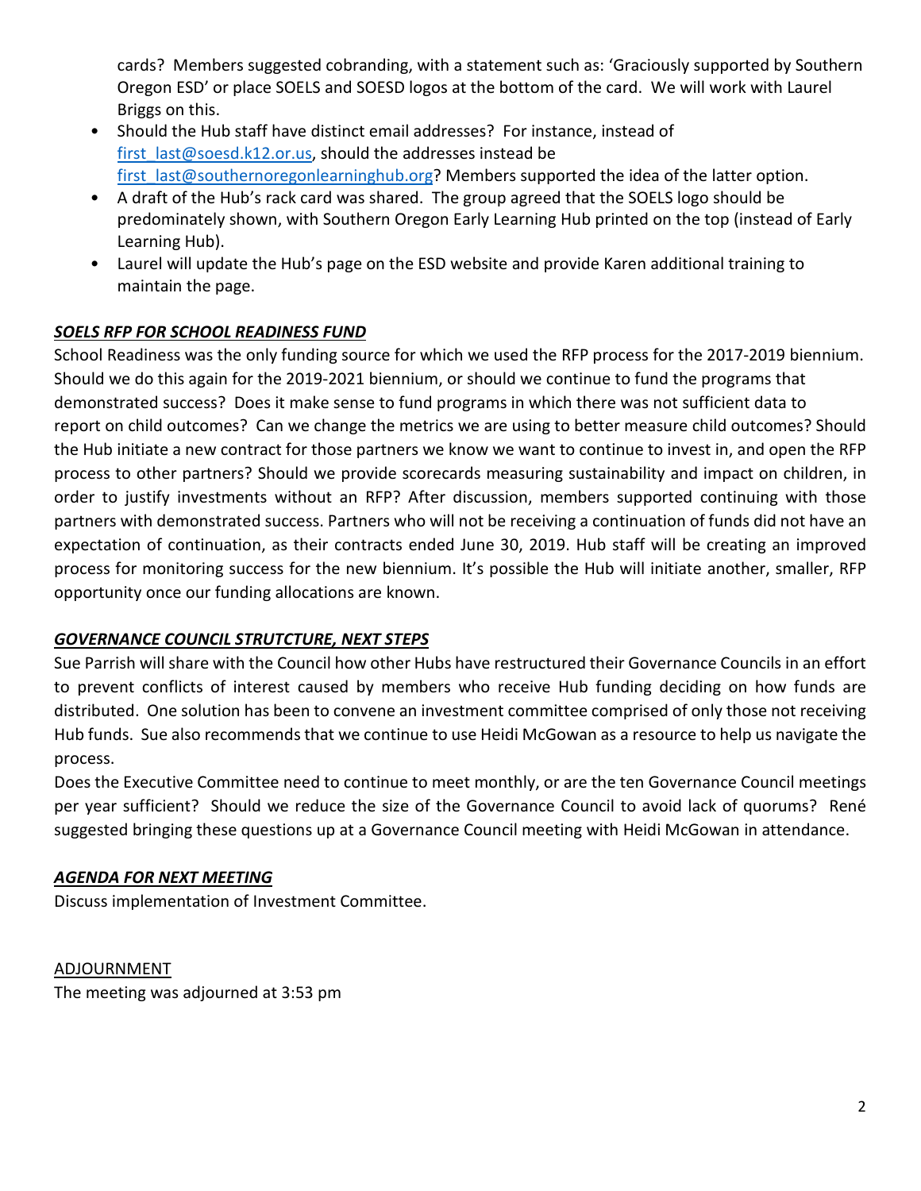cards? Members suggested cobranding, with a statement such as: 'Graciously supported by Southern Oregon ESD' or place SOELS and SOESD logos at the bottom of the card. We will work with Laurel Briggs on this.

- Should the Hub staff have distinct email addresses? For instance, instead of first_last@soesd.k12.or.us, should the addresses instead be first_last@southernoregonlearninghub.org? Members supported the idea of the latter option.
- A draft of the Hub's rack card was shared. The group agreed that the SOELS logo should be predominately shown, with Southern Oregon Early Learning Hub printed on the top (instead of Early Learning Hub).
- Laurel will update the Hub's page on the ESD website and provide Karen additional training to maintain the page.

***SOELS RFP FOR SCHOOL READINESS FUND***

School Readiness was the only funding source for which we used the RFP process for the 2017-2019 biennium. Should we do this again for the 2019-2021 biennium, or should we continue to fund the programs that demonstrated success? Does it make sense to fund programs in which there was not sufficient data to report on child outcomes? Can we change the metrics we are using to better measure child outcomes? Should the Hub initiate a new contract for those partners we know we want to continue to invest in, and open the RFP process to other partners? Should we provide scorecards measuring sustainability and impact on children, in order to justify investments without an RFP? After discussion, members supported continuing with those partners with demonstrated success. Partners who will not be receiving a continuation of funds did not have an expectation of continuation, as their contracts ended June 30, 2019. Hub staff will be creating an improved process for monitoring success for the new biennium. It's possible the Hub will initiate another, smaller, RFP opportunity once our funding allocations are known.

***GOVERNANCE COUNCIL STRUTCTURE, NEXT STEPS***

Sue Parrish will share with the Council how other Hubs have restructured their Governance Councils in an effort to prevent conflicts of interest caused by members who receive Hub funding deciding on how funds are distributed. One solution has been to convene an investment committee comprised of only those not receiving Hub funds. Sue also recommends that we continue to use Heidi McGowan as a resource to help us navigate the process.

Does the Executive Committee need to continue to meet monthly, or are the ten Governance Council meetings per year sufficient? Should we reduce the size of the Governance Council to avoid lack of quorums? René suggested bringing these questions up at a Governance Council meeting with Heidi McGowan in attendance.

***AGENDA FOR NEXT MEETING***

Discuss implementation of Investment Committee.

ADJOURNMENT

The meeting was adjourned at 3:53 pm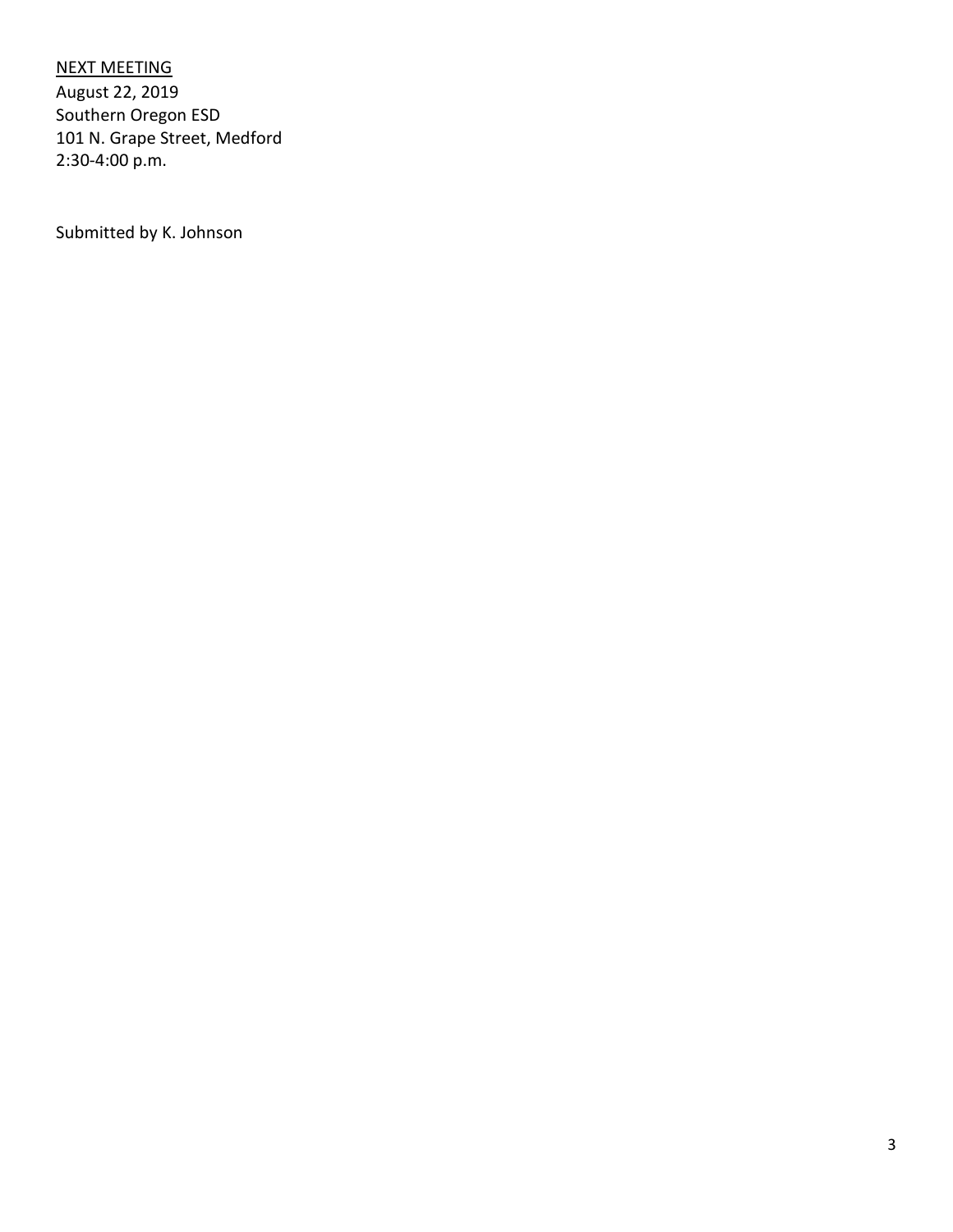<u>NEXT MEETING</u>
August 22, 2019
Southern Oregon ESD
101 N. Grape Street, Medford
2:30-4:00 p.m.

Submitted by K. Johnson